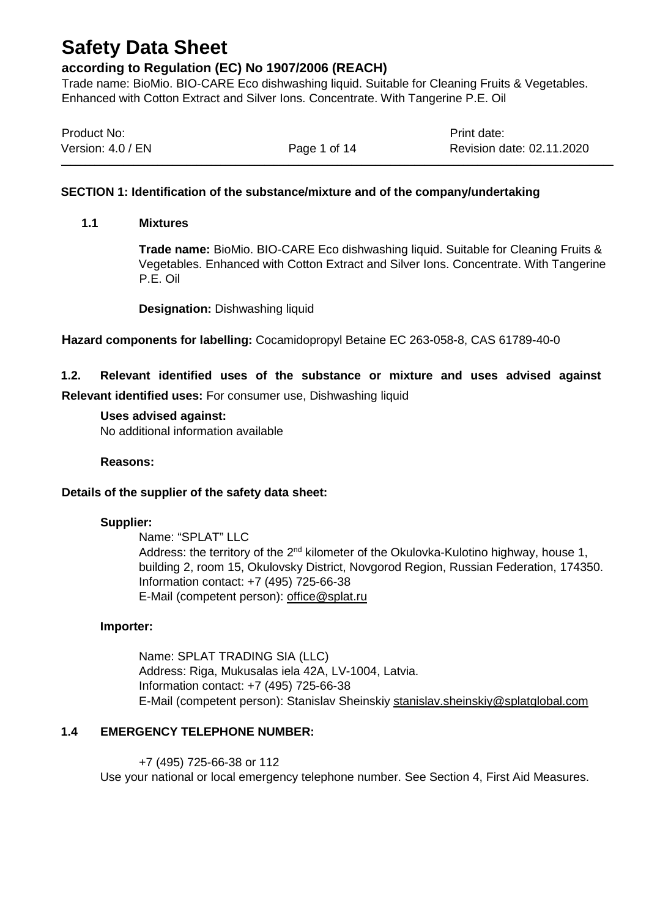# Safety Data Sheet

## according to Regulation (EC) No 1907/2006 (REACH)

Trade name: BioMio. BIO-CARE Eco dishwashing liquid. Suitable for Cleaning Fruits & Vegetables. Enhanced with Cotton Extract and Silver Ions. Concentrate. With Tangerine P.E. Oil

| Product No: | | Print date: |
|---|---|---|
| Version: 4.0 / EN | | Revision date: 02.11.2020 |

### SECTION 1: Identification of the substance/mixture and of the company/undertaking

#### 1.1 Mixtures

**Trade name:** BioMio. BIO-CARE Eco dishwashing liquid. Suitable for Cleaning Fruits & Vegetables. Enhanced with Cotton Extract and Silver Ions. Concentrate. With Tangerine P.E. Oil

**Designation:** Dishwashing liquid

**Hazard components for labelling:** Cocamidopropyl Betaine EC 263-058-8, CAS 61789-40-0

#### 1.2. Relevant identified uses of the substance or mixture and uses advised against

**Relevant identified uses:** For consumer use, Dishwashing liquid

**Uses advised against:**
No additional information available

**Reasons:**

**Details of the supplier of the safety data sheet:**

**Supplier:**

Name: “SPLAT” LLC
Address: the territory of the 2nd kilometer of the Okulovka-Kulotino highway, house 1, building 2, room 15, Okulovsky District, Novgorod Region, Russian Federation, 174350.
Information contact: +7 (495) 725-66-38
E-Mail (competent person): office@splat.ru

**Importer:**

Name: SPLAT TRADING SIA (LLC)
Address: Riga, Mukusalas iela 42A, LV-1004, Latvia.
Information contact: +7 (495) 725-66-38
E-Mail (competent person): Stanislav Sheinskiy stanislav.sheinskiy@splatglobal.com

#### 1.4 EMERGENCY TELEPHONE NUMBER:

+7 (495) 725-66-38 or 112
Use your national or local emergency telephone number. See Section 4, First Aid Measures.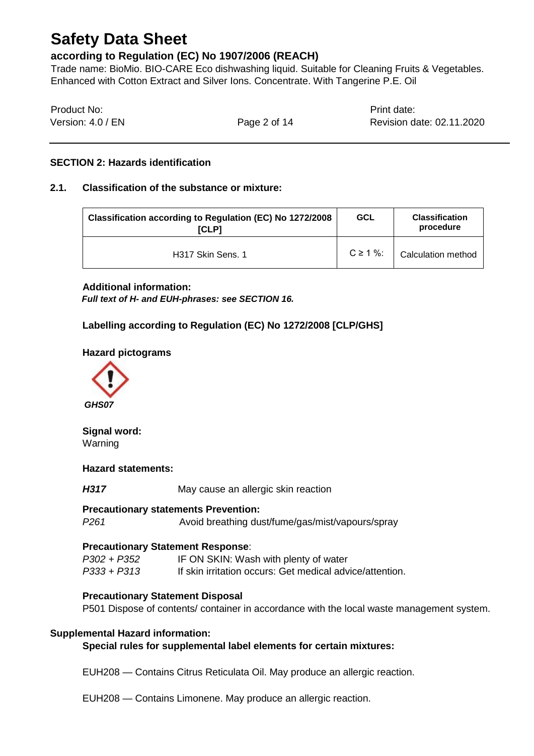## SECTION 2: Hazards identification

### 2.1. Classification of the substance or mixture:

| Classification according to Regulation (EC) No 1272/2008 [CLP] | GCL | Classification procedure |
|---|---|---|
| H317 Skin Sens. 1 | C ≥ 1 %: | Calculation method |

**Additional information:**

***Full text of H- and EUH-phrases: see SECTION 16.***

**Labelling according to Regulation (EC) No 1272/2008 [CLP/GHS]**

**Hazard pictograms**

***GHS07***

**Signal word:**
Warning

**Hazard statements:**

***H317*** May cause an allergic skin reaction

**Precautionary statements Prevention:**

*P261* Avoid breathing dust/fume/gas/mist/vapours/spray

**Precautionary Statement Response**:

*P302 + P352* IF ON SKIN: Wash with plenty of water

*P333 + P313* If skin irritation occurs: Get medical advice/attention.

**Precautionary Statement Disposal**

P501 Dispose of contents/ container in accordance with the local waste management system.

**Supplemental Hazard information:**

**Special rules for supplemental label elements for certain mixtures:**

EUH208 — Contains Citrus Reticulata Oil. May produce an allergic reaction.

EUH208 — Contains Limonene. May produce an allergic reaction.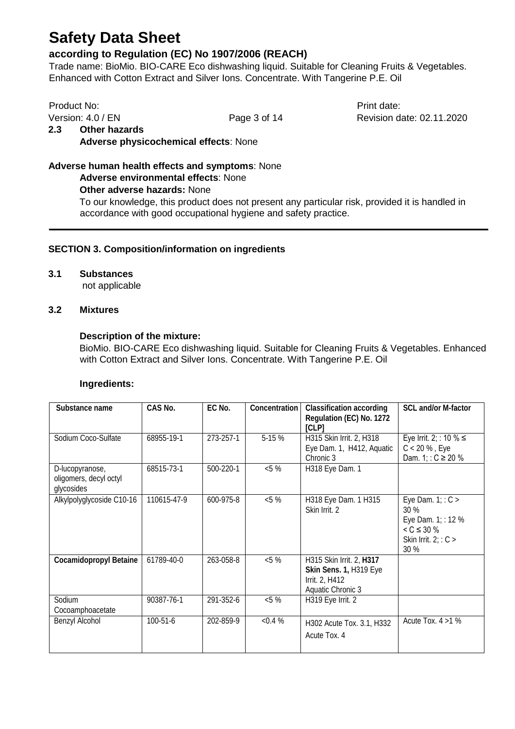**2.3 Other hazards**

**Adverse physicochemical effects**: None

**Adverse human health effects and symptoms**: None

**Adverse environmental effects**: None

**Other adverse hazards:** None

To our knowledge, this product does not present any particular risk, provided it is handled in accordance with good occupational hygiene and safety practice.

---

## SECTION 3. Composition/information on ingredients

### 3.1 Substances

not applicable

### 3.2 Mixtures

**Description of the mixture:**

BioMio. BIO-CARE Eco dishwashing liquid. Suitable for Cleaning Fruits & Vegetables. Enhanced with Cotton Extract and Silver Ions. Concentrate. With Tangerine P.E. Oil

**Ingredients:**

| Substance name | CAS No. | EC No. | Concentration | Classification according Regulation (EC) No. 1272 [CLP] | SCL and/or M-factor |
|---|---|---|---|---|---|
| Sodium Coco-Sulfate | 68955-19-1 | 273-257-1 | 5-15 % | H315 Skin Irrit. 2, H318 Eye Dam. 1, H412, Aquatic Chronic 3 | Eye Irrit. 2; : 10 % ≤ C < 20 % , Eye Dam. 1; : C ≥ 20 % |
| D-lucopyranose, oligomers, decyl octyl glycosides | 68515-73-1 | 500-220-1 | <5 % | H318 Eye Dam. 1 | |
| Alkylpolyglycoside C10-16 | 110615-47-9 | 600-975-8 | <5 % | H318 Eye Dam. 1 H315 Skin Irrit. 2 | Eye Dam. 1; : C > 30 % Eye Dam. 1; : 12 % < C ≤ 30 % Skin Irrit. 2; : C > 30 % |
| **Cocamidopropyl Betaine** | 61789-40-0 | 263-058-8 | <5 % | H315 Skin Irrit. 2, **H317 Skin Sens. 1,** H319 Eye Irrit. 2, H412 Aquatic Chronic 3 | |
| Sodium Cocoamphoacetate | 90387-76-1 | 291-352-6 | <5 % | H319 Eye Irrit. 2 | |
| Benzyl Alcohol | 100-51-6 | 202-859-9 | <0.4 % | H302 Acute Tox. 3.1, H332 Acute Tox. 4 | Acute Tox. 4 >1 % |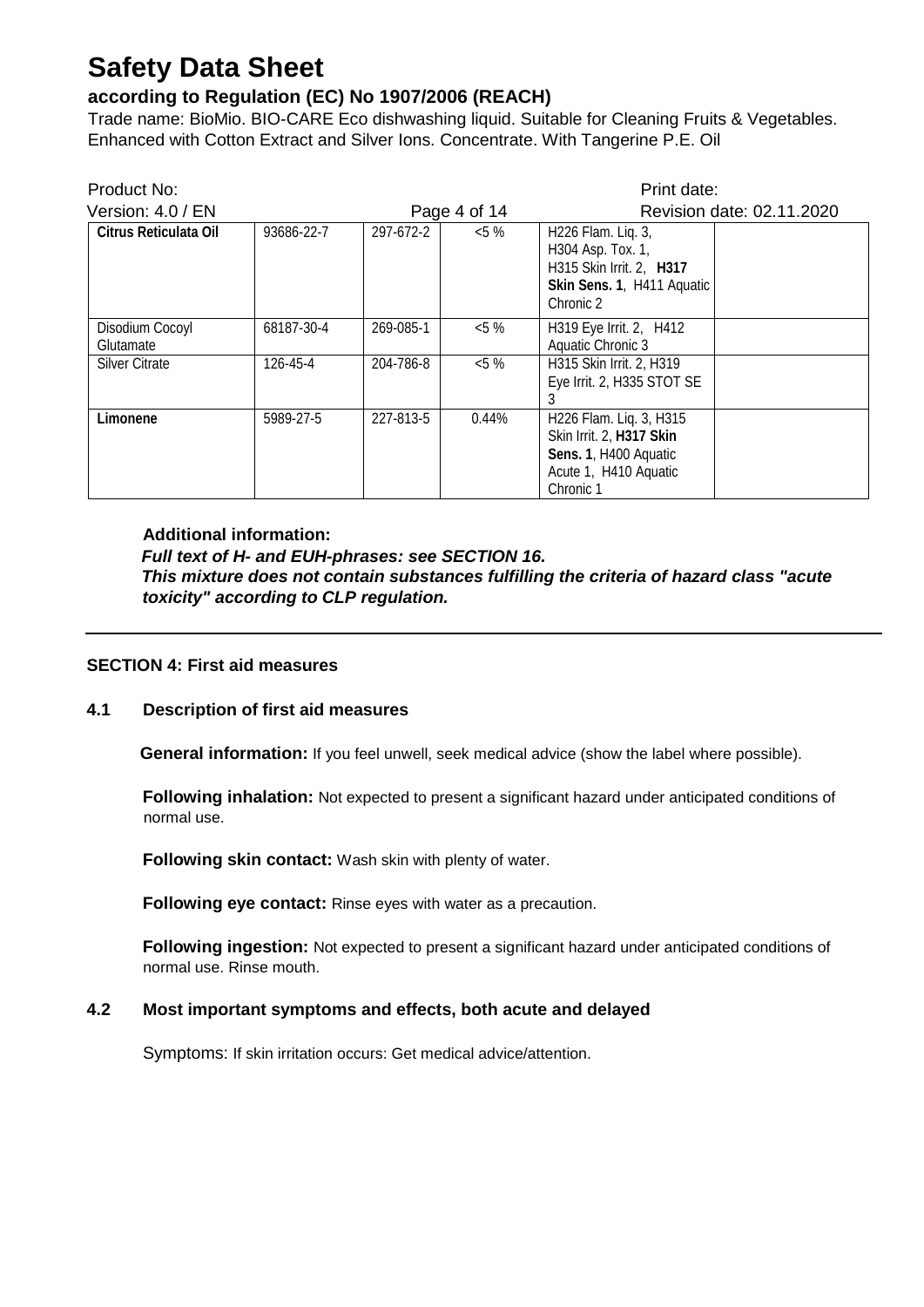| Citrus Reticulata Oil | 93686-22-7 | 297-672-2 | <5 % | H226 Flam. Liq. 3, H304 Asp. Tox. 1, H315 Skin Irrit. 2, **H317 Skin Sens. 1**, H411 Aquatic Chronic 2 | |
|---|---|---|---|---|---|
| Disodium Cocoyl Glutamate | 68187-30-4 | 269-085-1 | <5 % | H319 Eye Irrit. 2, H412 Aquatic Chronic 3 | |
| Silver Citrate | 126-45-4 | 204-786-8 | <5 % | H315 Skin Irrit. 2, H319 Eye Irrit. 2, H335 STOT SE 3 | |
| **Limonene** | 5989-27-5 | 227-813-5 | 0.44% | H226 Flam. Liq. 3, H315 Skin Irrit. 2, **H317 Skin Sens. 1**, H400 Aquatic Acute 1, H410 Aquatic Chronic 1 | |

**Additional information:**

***Full text of H- and EUH-phrases: see SECTION 16.***

***This mixture does not contain substances fulfilling the criteria of hazard class "acute toxicity" according to CLP regulation.***

## SECTION 4: First aid measures

### 4.1 Description of first aid measures

**General information:** If you feel unwell, seek medical advice (show the label where possible).

**Following inhalation:** Not expected to present a significant hazard under anticipated conditions of normal use.

**Following skin contact:** Wash skin with plenty of water.

**Following eye contact:** Rinse eyes with water as a precaution.

**Following ingestion:** Not expected to present a significant hazard under anticipated conditions of normal use. Rinse mouth.

### 4.2 Most important symptoms and effects, both acute and delayed

Symptoms: If skin irritation occurs: Get medical advice/attention.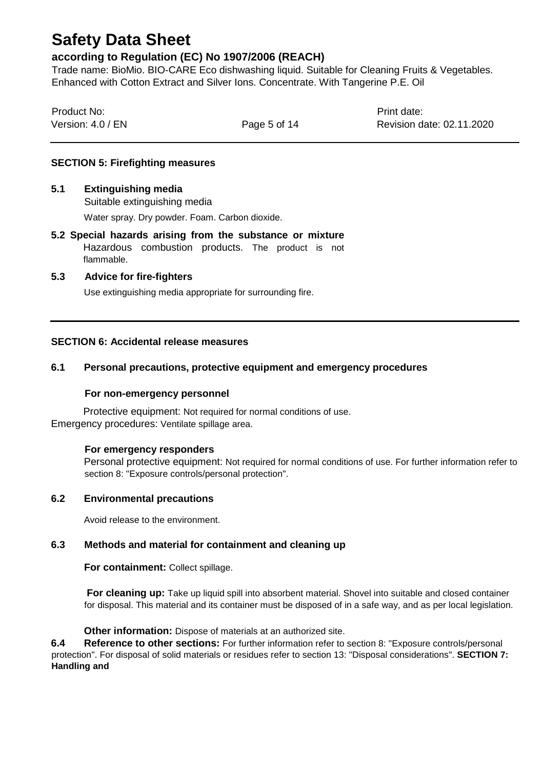## SECTION 5: Firefighting measures

**5.1 Extinguishing media**

Suitable extinguishing media

Water spray. Dry powder. Foam. Carbon dioxide.

**5.2 Special hazards arising from the substance or mixture**

Hazardous combustion products. The product is not flammable.

**5.3 Advice for fire-fighters**

Use extinguishing media appropriate for surrounding fire.

## SECTION 6: Accidental release measures

**6.1 Personal precautions, protective equipment and emergency procedures**

**For non-emergency personnel**

Protective equipment: Not required for normal conditions of use.
Emergency procedures: Ventilate spillage area.

**For emergency responders**

Personal protective equipment: Not required for normal conditions of use. For further information refer to section 8: "Exposure controls/personal protection".

**6.2 Environmental precautions**

Avoid release to the environment.

**6.3 Methods and material for containment and cleaning up**

**For containment:** Collect spillage.

**For cleaning up:** Take up liquid spill into absorbent material. Shovel into suitable and closed container for disposal. This material and its container must be disposed of in a safe way, and as per local legislation.

**Other information:** Dispose of materials at an authorized site.

**6.4 Reference to other sections:** For further information refer to section 8: "Exposure controls/personal protection". For disposal of solid materials or residues refer to section 13: "Disposal considerations". **SECTION 7: Handling and**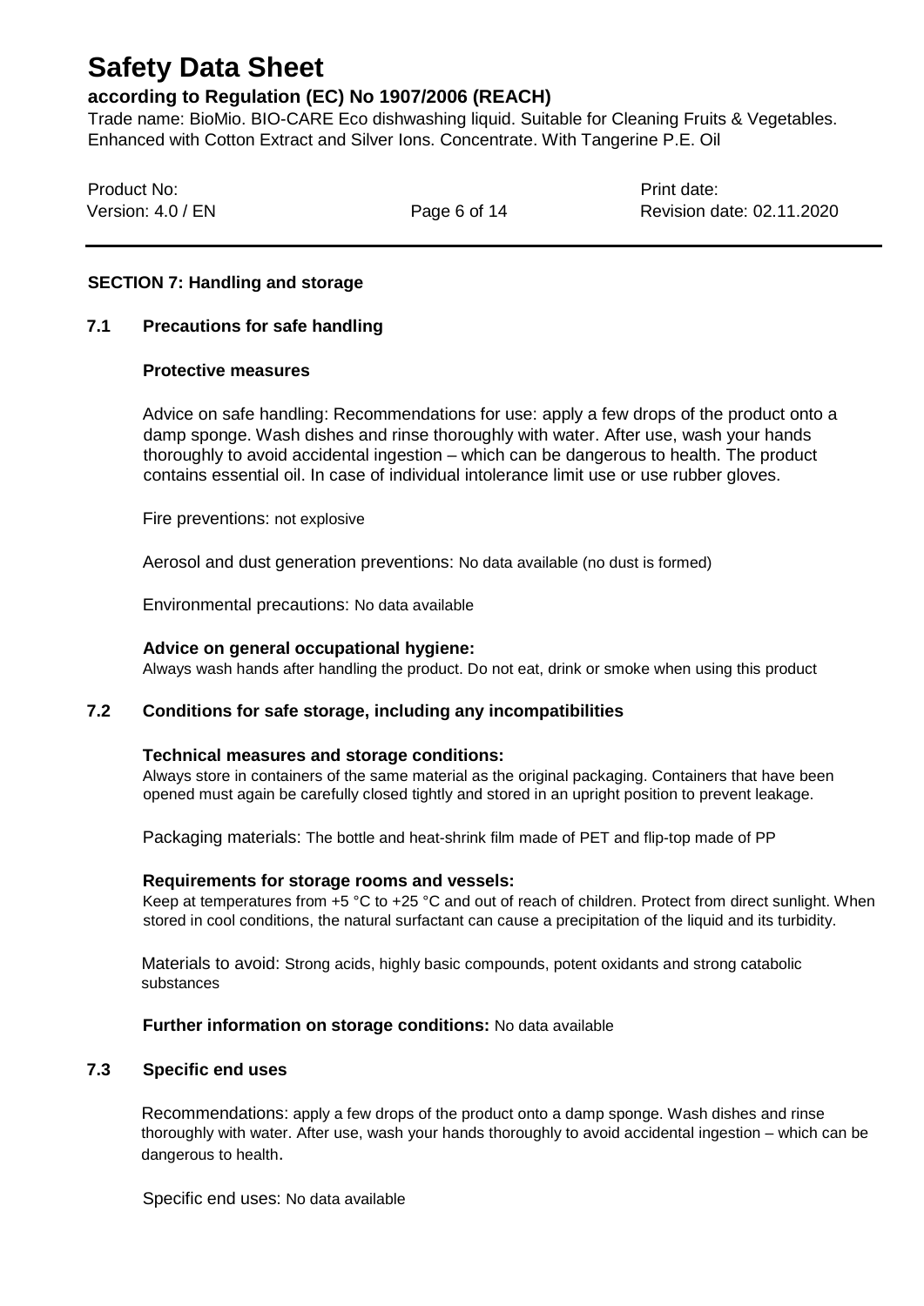## SECTION 7: Handling and storage

### 7.1 Precautions for safe handling

**Protective measures**

Advice on safe handling: Recommendations for use: apply a few drops of the product onto a damp sponge. Wash dishes and rinse thoroughly with water. After use, wash your hands thoroughly to avoid accidental ingestion – which can be dangerous to health. The product contains essential oil. In case of individual intolerance limit use or use rubber gloves.

Fire preventions: not explosive

Aerosol and dust generation preventions: No data available (no dust is formed)

Environmental precautions: No data available

**Advice on general occupational hygiene:**
Always wash hands after handling the product. Do not eat, drink or smoke when using this product

### 7.2 Conditions for safe storage, including any incompatibilities

**Technical measures and storage conditions:**
Always store in containers of the same material as the original packaging. Containers that have been opened must again be carefully closed tightly and stored in an upright position to prevent leakage.

Packaging materials: The bottle and heat-shrink film made of PET and flip-top made of PP

**Requirements for storage rooms and vessels:**
Keep at temperatures from +5 °C to +25 °C and out of reach of children. Protect from direct sunlight. When stored in cool conditions, the natural surfactant can cause a precipitation of the liquid and its turbidity.

Materials to avoid: Strong acids, highly basic compounds, potent oxidants and strong catabolic substances

**Further information on storage conditions:** No data available

### 7.3 Specific end uses

Recommendations: apply a few drops of the product onto a damp sponge. Wash dishes and rinse thoroughly with water. After use, wash your hands thoroughly to avoid accidental ingestion – which can be dangerous to health.

Specific end uses: No data available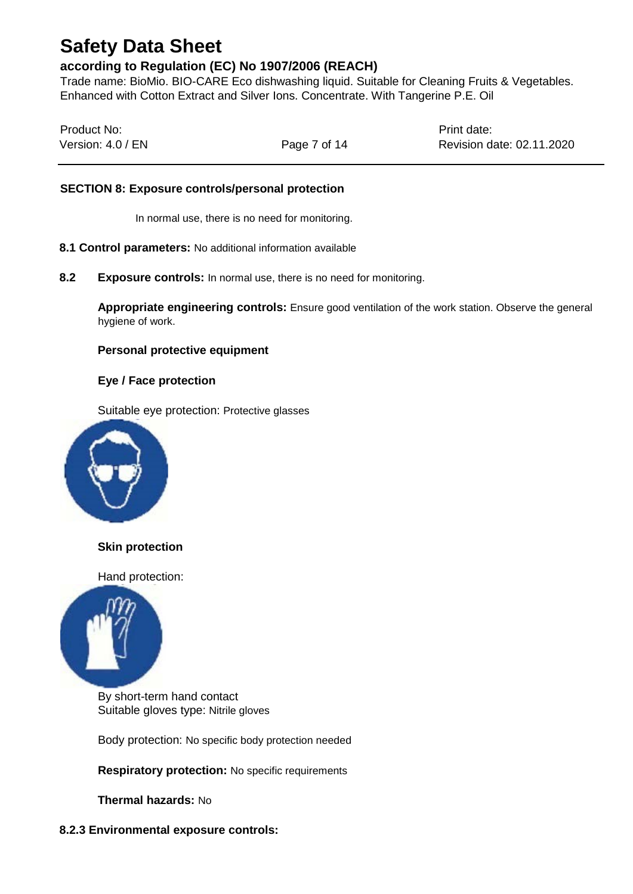## SECTION 8: Exposure controls/personal protection

In normal use, there is no need for monitoring.

**8.1 Control parameters:** No additional information available

**8.2 Exposure controls:** In normal use, there is no need for monitoring.

**Appropriate engineering controls:** Ensure good ventilation of the work station. Observe the general hygiene of work.

**Personal protective equipment**

**Eye / Face protection**

Suitable eye protection: Protective glasses

**Skin protection**

Hand protection:

By short-term hand contact
Suitable gloves type: Nitrile gloves

Body protection: No specific body protection needed

**Respiratory protection:** No specific requirements

**Thermal hazards:** No

**8.2.3 Environmental exposure controls:**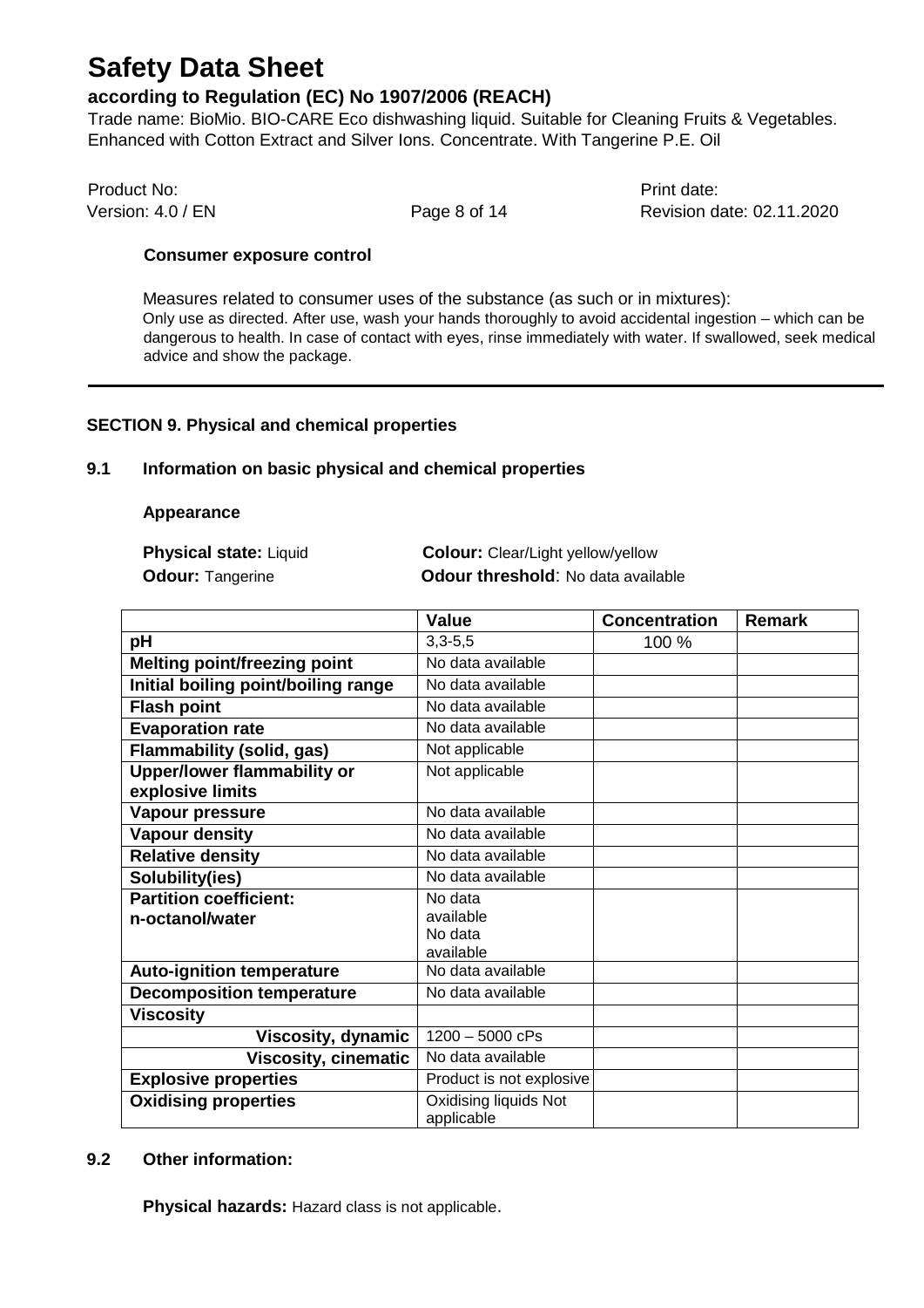**Consumer exposure control**

Measures related to consumer uses of the substance (as such or in mixtures):
Only use as directed. After use, wash your hands thoroughly to avoid accidental ingestion – which can be dangerous to health. In case of contact with eyes, rinse immediately with water. If swallowed, seek medical advice and show the package.

---

## SECTION 9. Physical and chemical properties

### 9.1 Information on basic physical and chemical properties

**Appearance**

**Physical state:** Liquid  **Colour:** Clear/Light yellow/yellow

**Odour:** Tangerine  **Odour threshold**: No data available

| | Value | Concentration | Remark |
|---|---|---|---|
| **pH** | 3,3-5,5 | 100 % | |
| **Melting point/freezing point** | No data available | | |
| **Initial boiling point/boiling range** | No data available | | |
| **Flash point** | No data available | | |
| **Evaporation rate** | No data available | | |
| **Flammability (solid, gas)** | Not applicable | | |
| **Upper/lower flammability or explosive limits** | Not applicable | | |
| **Vapour pressure** | No data available | | |
| **Vapour density** | No data available | | |
| **Relative density** | No data available | | |
| **Solubility(ies)** | No data available | | |
| **Partition coefficient: n-octanol/water** | No data available No data available | | |
| **Auto-ignition temperature** | No data available | | |
| **Decomposition temperature** | No data available | | |
| **Viscosity** | | | |
| **Viscosity, dynamic** | 1200 – 5000 cPs | | |
| **Viscosity, cinematic** | No data available | | |
| **Explosive properties** | Product is not explosive | | |
| **Oxidising properties** | Oxidising liquids Not applicable | | |

### 9.2 Other information:

**Physical hazards:** Hazard class is not applicable.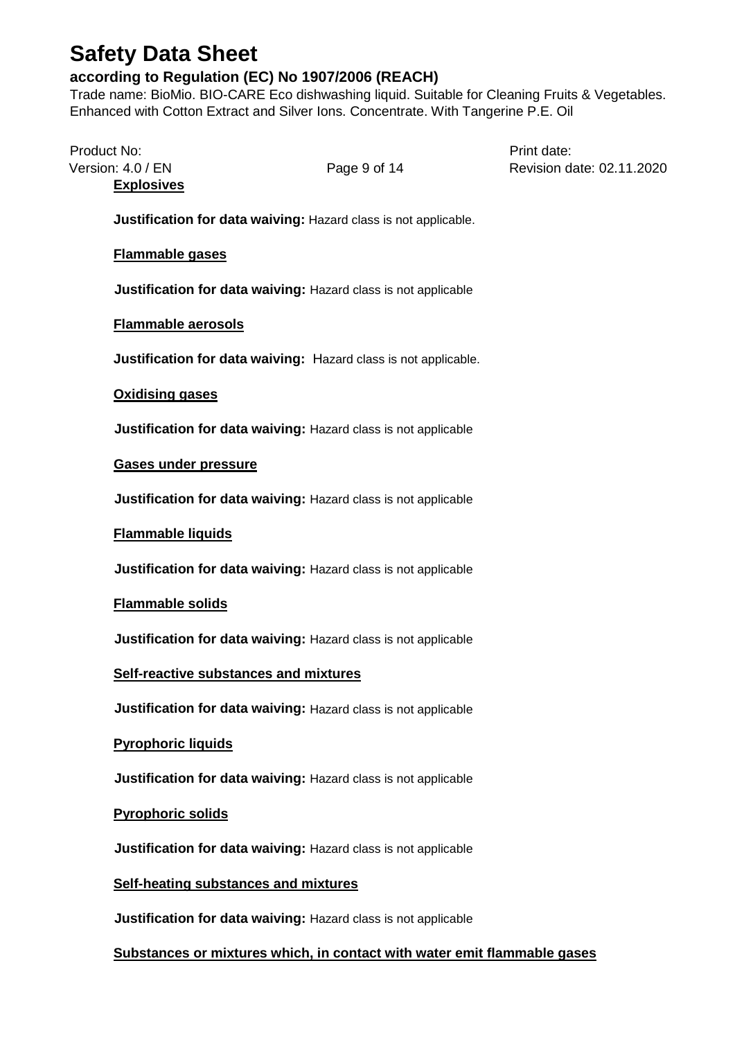**Explosives**

**Justification for data waiving:** Hazard class is not applicable.

**Flammable gases**

**Justification for data waiving:** Hazard class is not applicable

**Flammable aerosols**

**Justification for data waiving:** Hazard class is not applicable.

**Oxidising gases**

**Justification for data waiving:** Hazard class is not applicable

**Gases under pressure**

**Justification for data waiving:** Hazard class is not applicable

**Flammable liquids**

**Justification for data waiving:** Hazard class is not applicable

**Flammable solids**

**Justification for data waiving:** Hazard class is not applicable

**Self-reactive substances and mixtures**

**Justification for data waiving:** Hazard class is not applicable

**Pyrophoric liquids**

**Justification for data waiving:** Hazard class is not applicable

**Pyrophoric solids**

**Justification for data waiving:** Hazard class is not applicable

**Self-heating substances and mixtures**

**Justification for data waiving:** Hazard class is not applicable

**Substances or mixtures which, in contact with water emit flammable gases**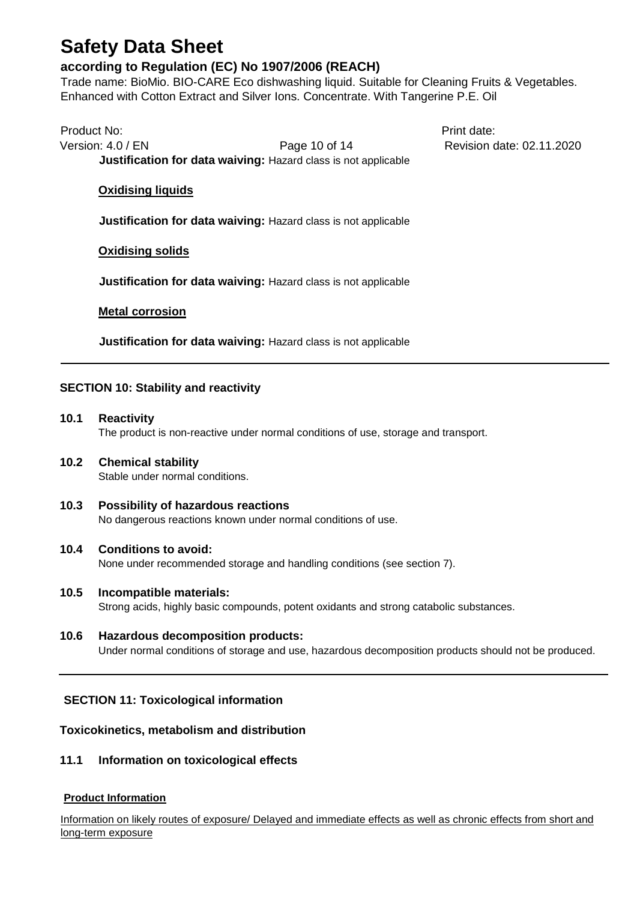**Justification for data waiving:** Hazard class is not applicable

**Oxidising liquids**

**Justification for data waiving:** Hazard class is not applicable

**Oxidising solids**

**Justification for data waiving:** Hazard class is not applicable

**Metal corrosion**

**Justification for data waiving:** Hazard class is not applicable

---

## SECTION 10: Stability and reactivity

### 10.1 Reactivity

The product is non-reactive under normal conditions of use, storage and transport.

### 10.2 Chemical stability

Stable under normal conditions.

### 10.3 Possibility of hazardous reactions

No dangerous reactions known under normal conditions of use.

### 10.4 Conditions to avoid:

None under recommended storage and handling conditions (see section 7).

### 10.5 Incompatible materials:

Strong acids, highly basic compounds, potent oxidants and strong catabolic substances.

### 10.6 Hazardous decomposition products:

Under normal conditions of storage and use, hazardous decomposition products should not be produced.

---

## SECTION 11: Toxicological information

### Toxicokinetics, metabolism and distribution

### 11.1 Information on toxicological effects

**Product Information**

Information on likely routes of exposure/ Delayed and immediate effects as well as chronic effects from short and long-term exposure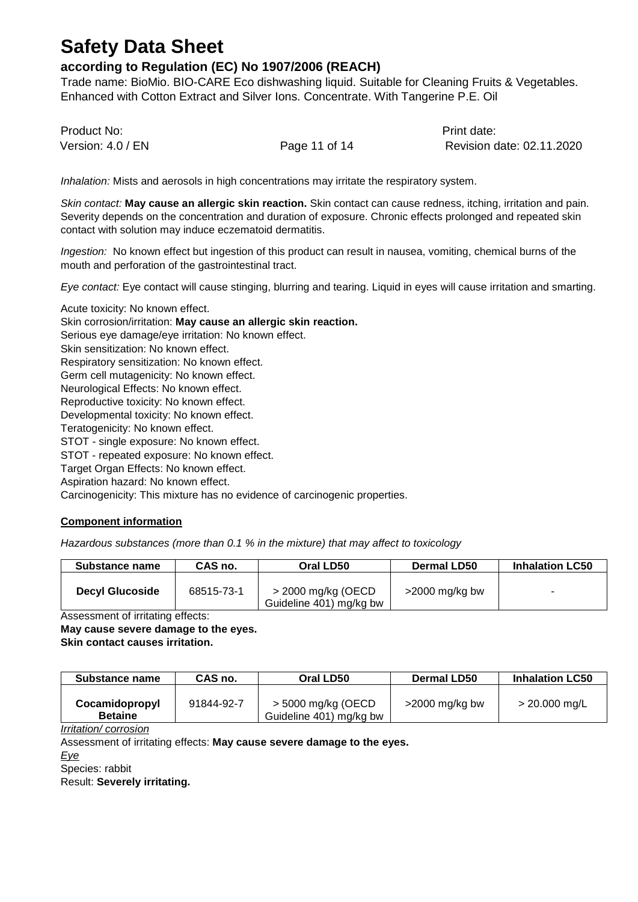*Inhalation:* Mists and aerosols in high concentrations may irritate the respiratory system.

*Skin contact:* **May cause an allergic skin reaction.** Skin contact can cause redness, itching, irritation and pain. Severity depends on the concentration and duration of exposure. Chronic effects prolonged and repeated skin contact with solution may induce eczematoid dermatitis.

*Ingestion:* No known effect but ingestion of this product can result in nausea, vomiting, chemical burns of the mouth and perforation of the gastrointestinal tract.

*Eye contact:* Eye contact will cause stinging, blurring and tearing. Liquid in eyes will cause irritation and smarting.

Acute toxicity: No known effect.
Skin corrosion/irritation: **May cause an allergic skin reaction.**
Serious eye damage/eye irritation: No known effect.
Skin sensitization: No known effect.
Respiratory sensitization: No known effect.
Germ cell mutagenicity: No known effect.
Neurological Effects: No known effect.
Reproductive toxicity: No known effect.
Developmental toxicity: No known effect.
Teratogenicity: No known effect.
STOT - single exposure: No known effect.
STOT - repeated exposure: No known effect.
Target Organ Effects: No known effect.
Aspiration hazard: No known effect.
Carcinogenicity: This mixture has no evidence of carcinogenic properties.

**Component information**

*Hazardous substances (more than 0.1 % in the mixture) that may affect to toxicology*

| Substance name | CAS no. | Oral LD50 | Dermal LD50 | Inhalation LC50 |
|---|---|---|---|---|
| **Decyl Glucoside** | 68515-73-1 | > 2000 mg/kg (OECD Guideline 401) mg/kg bw | >2000 mg/kg bw | - |

Assessment of irritating effects:
**May cause severe damage to the eyes.**
**Skin contact causes irritation.**

| Substance name | CAS no. | Oral LD50 | Dermal LD50 | Inhalation LC50 |
|---|---|---|---|---|
| **Cocamidopropyl Betaine** | 91844-92-7 | > 5000 mg/kg (OECD Guideline 401) mg/kg bw | >2000 mg/kg bw | > 20.000 mg/L |

*Irritation/ corrosion*
Assessment of irritating effects: **May cause severe damage to the eyes.**
*Eye*
Species: rabbit
Result: **Severely irritating.**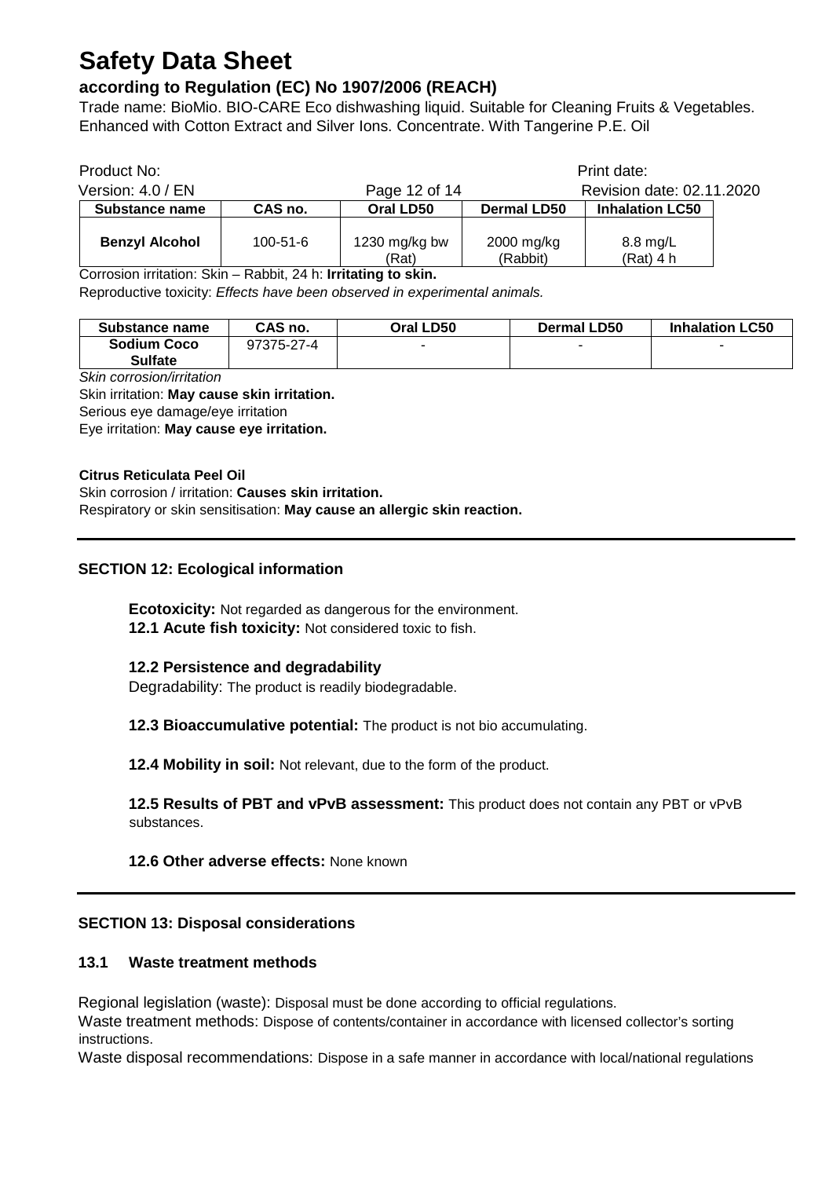| Substance name | CAS no. | Oral LD50 | Dermal LD50 | Inhalation LC50 |
|---|---|---|---|---|
| **Benzyl Alcohol** | 100-51-6 | 1230 mg/kg bw (Rat) | 2000 mg/kg (Rabbit) | 8.8 mg/L (Rat) 4 h |

Corrosion irritation: Skin – Rabbit, 24 h: **Irritating to skin.**

Reproductive toxicity: *Effects have been observed in experimental animals.*

| Substance name | CAS no. | Oral LD50 | Dermal LD50 | Inhalation LC50 |
|---|---|---|---|---|
| **Sodium Coco Sulfate** | 97375-27-4 | - | - | - |

*Skin corrosion/irritation*

Skin irritation: **May cause skin irritation.**

Serious eye damage/eye irritation

Eye irritation: **May cause eye irritation.**

**Citrus Reticulata Peel Oil**

Skin corrosion / irritation: **Causes skin irritation.**

Respiratory or skin sensitisation: **May cause an allergic skin reaction.**

## SECTION 12: Ecological information

**Ecotoxicity:** Not regarded as dangerous for the environment.

**12.1 Acute fish toxicity:** Not considered toxic to fish.

### 12.2 Persistence and degradability

Degradability: The product is readily biodegradable.

**12.3 Bioaccumulative potential:** The product is not bio accumulating.

**12.4 Mobility in soil:** Not relevant, due to the form of the product.

**12.5 Results of PBT and vPvB assessment:** This product does not contain any PBT or vPvB substances.

**12.6 Other adverse effects:** None known

## SECTION 13: Disposal considerations

### 13.1 Waste treatment methods

Regional legislation (waste): Disposal must be done according to official regulations.

Waste treatment methods: Dispose of contents/container in accordance with licensed collector's sorting instructions.

Waste disposal recommendations: Dispose in a safe manner in accordance with local/national regulations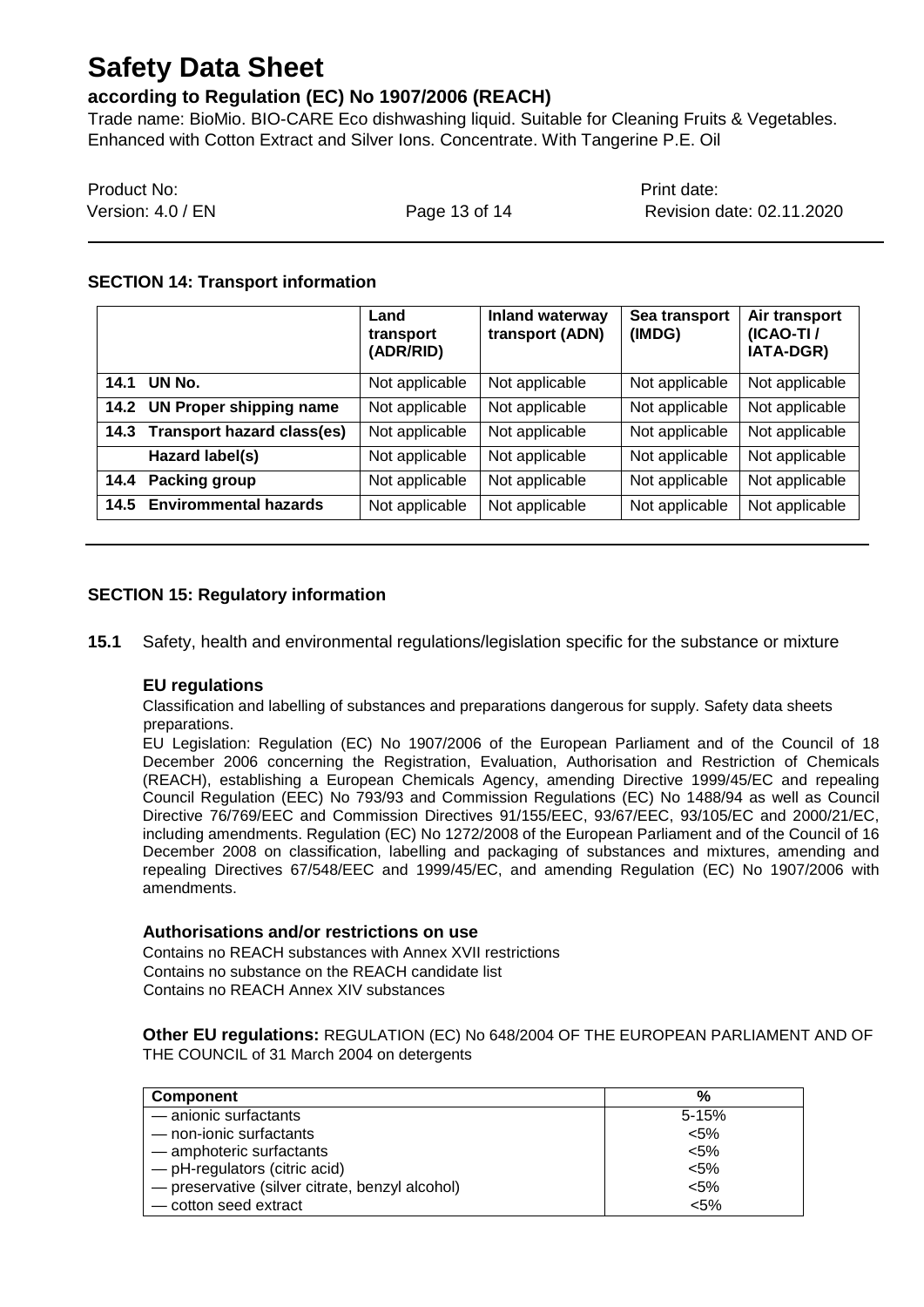## SECTION 14: Transport information

| | Land transport (ADR/RID) | Inland waterway transport (ADN) | Sea transport (IMDG) | Air transport (ICAO-TI / IATA-DGR) |
|---|---|---|---|---|
| **14.1 UN No.** | Not applicable | Not applicable | Not applicable | Not applicable |
| **14.2 UN Proper shipping name** | Not applicable | Not applicable | Not applicable | Not applicable |
| **14.3 Transport hazard class(es)** | Not applicable | Not applicable | Not applicable | Not applicable |
| **Hazard label(s)** | Not applicable | Not applicable | Not applicable | Not applicable |
| **14.4 Packing group** | Not applicable | Not applicable | Not applicable | Not applicable |
| **14.5 Environmental hazards** | Not applicable | Not applicable | Not applicable | Not applicable |

## SECTION 15: Regulatory information

**15.1** Safety, health and environmental regulations/legislation specific for the substance or mixture

### EU regulations

Classification and labelling of substances and preparations dangerous for supply. Safety data sheets preparations.

EU Legislation: Regulation (EC) No 1907/2006 of the European Parliament and of the Council of 18 December 2006 concerning the Registration, Evaluation, Authorisation and Restriction of Chemicals (REACH), establishing a European Chemicals Agency, amending Directive 1999/45/EC and repealing Council Regulation (EEC) No 793/93 and Commission Regulations (EC) No 1488/94 as well as Council Directive 76/769/EEC and Commission Directives 91/155/EEC, 93/67/EEC, 93/105/EC and 2000/21/EC, including amendments. Regulation (EC) No 1272/2008 of the European Parliament and of the Council of 16 December 2008 on classification, labelling and packaging of substances and mixtures, amending and repealing Directives 67/548/EEC and 1999/45/EC, and amending Regulation (EC) No 1907/2006 with amendments.

### Authorisations and/or restrictions on use

Contains no REACH substances with Annex XVII restrictions
Contains no substance on the REACH candidate list
Contains no REACH Annex XIV substances

**Other EU regulations:** REGULATION (EC) No 648/2004 OF THE EUROPEAN PARLIAMENT AND OF THE COUNCIL of 31 March 2004 on detergents

| Component | % |
|---|---|
| — anionic surfactants | 5-15% |
| — non-ionic surfactants | <5% |
| — amphoteric surfactants | <5% |
| — pH-regulators (citric acid) | <5% |
| — preservative (silver citrate, benzyl alcohol) | <5% |
| — cotton seed extract | <5% |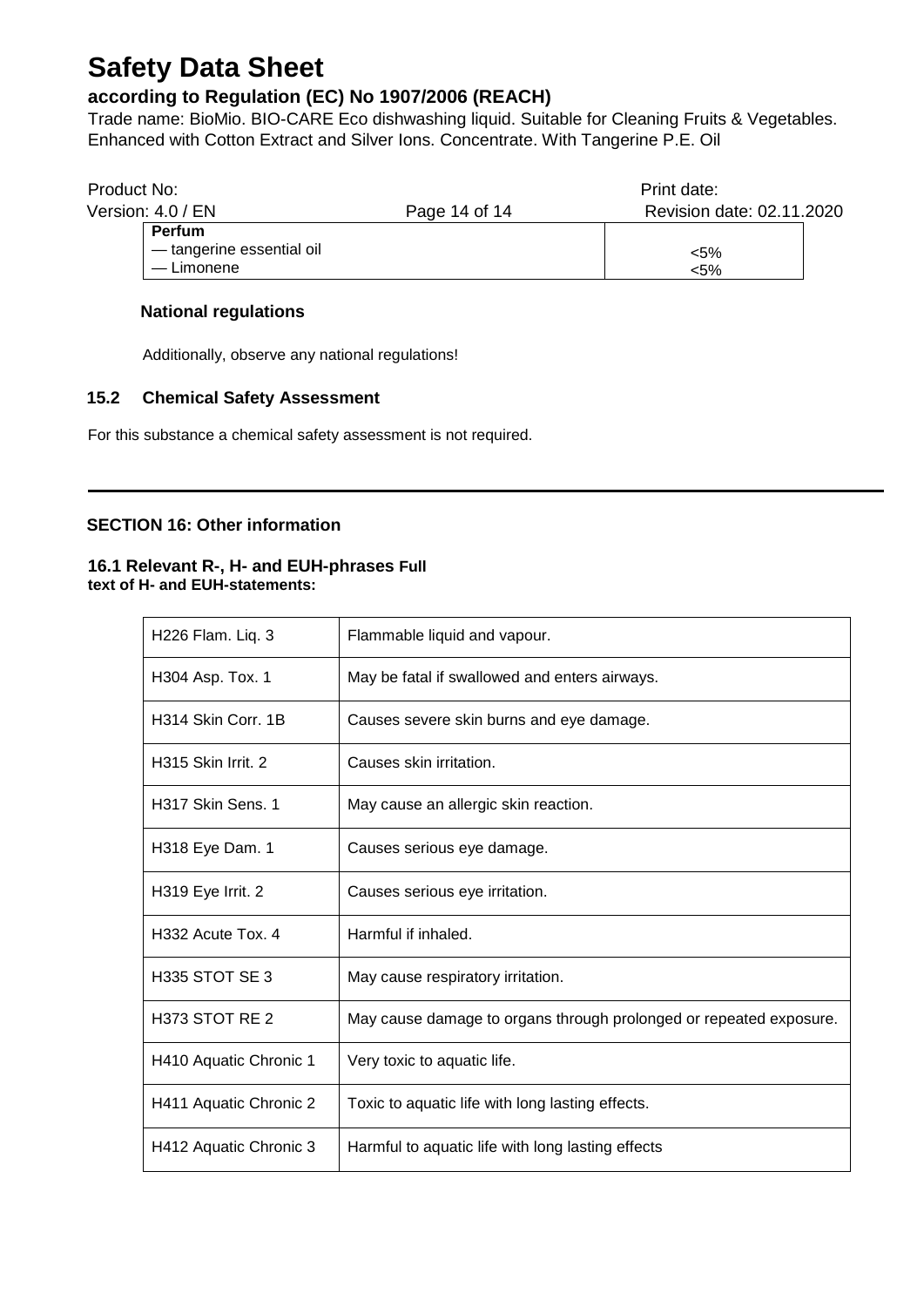| | |
|---|---|
| **Perfum** | |
| — tangerine essential oil | <5% |
| — Limonene | <5% |

### National regulations

Additionally, observe any national regulations!

### 15.2 Chemical Safety Assessment

For this substance a chemical safety assessment is not required.

## SECTION 16: Other information

### 16.1 Relevant R-, H- and EUH-phrases Full text of H- and EUH-statements:

| | |
|---|---|
| H226 Flam. Liq. 3 | Flammable liquid and vapour. |
| H304 Asp. Tox. 1 | May be fatal if swallowed and enters airways. |
| H314 Skin Corr. 1B | Causes severe skin burns and eye damage. |
| H315 Skin Irrit. 2 | Causes skin irritation. |
| H317 Skin Sens. 1 | May cause an allergic skin reaction. |
| H318 Eye Dam. 1 | Causes serious eye damage. |
| H319 Eye Irrit. 2 | Causes serious eye irritation. |
| H332 Acute Tox. 4 | Harmful if inhaled. |
| H335 STOT SE 3 | May cause respiratory irritation. |
| H373 STOT RE 2 | May cause damage to organs through prolonged or repeated exposure. |
| H410 Aquatic Chronic 1 | Very toxic to aquatic life. |
| H411 Aquatic Chronic 2 | Toxic to aquatic life with long lasting effects. |
| H412 Aquatic Chronic 3 | Harmful to aquatic life with long lasting effects |